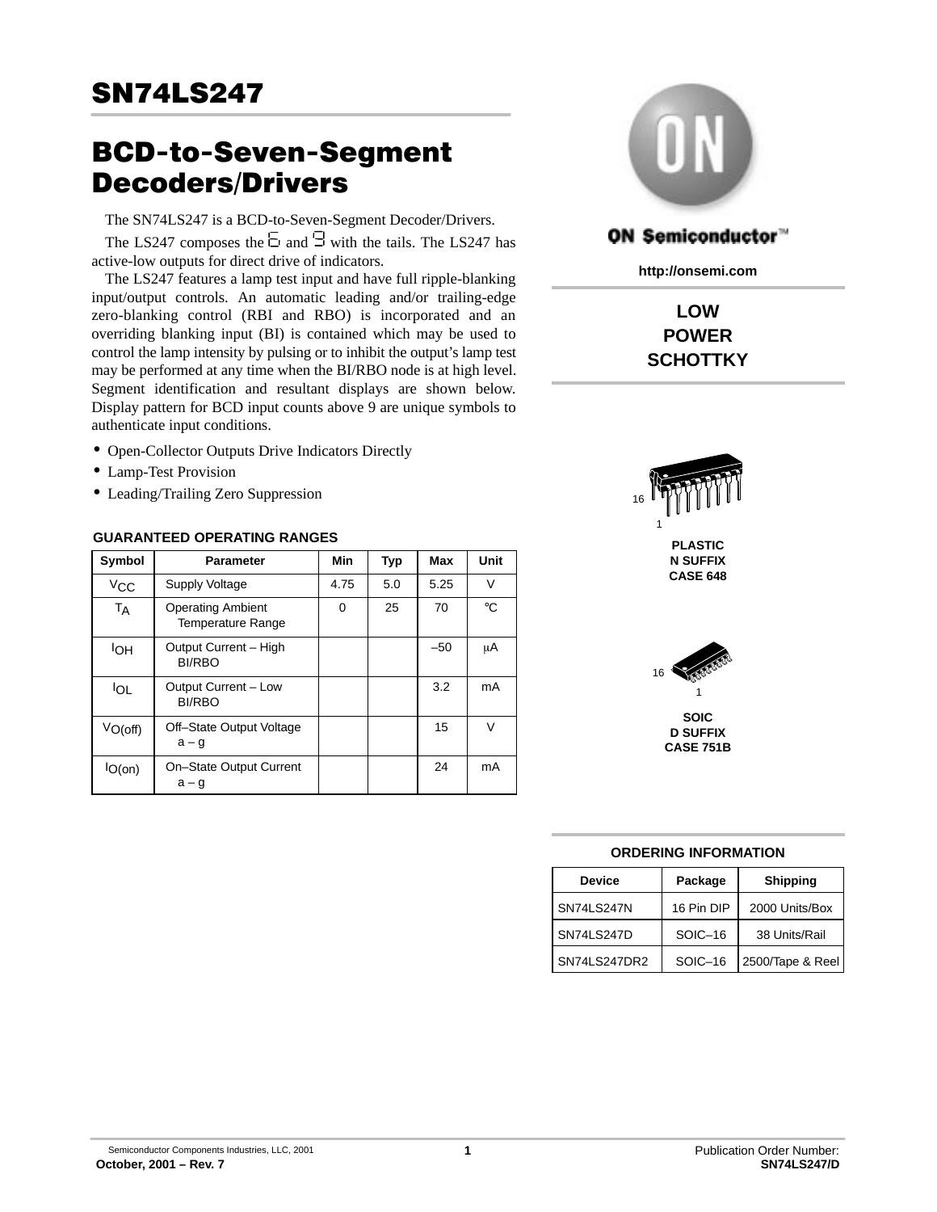# SN74LS247

## BCD-to-Seven-Segment Decoders/Drivers

The SN74LS247 is a BCD-to-Seven-Segment Decoder/Drivers.

The LS247 composes the 6 and 9 with the tails. The LS247 has active-low outputs for direct drive of indicators.

The LS247 features a lamp test input and have full ripple-blanking input/output controls. An automatic leading and/or trailing-edge zero-blanking control (RBI and RBO) is incorporated and an overriding blanking input (BI) is contained which may be used to control the lamp intensity by pulsing or to inhibit the output's lamp test may be performed at any time when the BI/RBO node is at high level. Segment identification and resultant displays are shown below. Display pattern for BCD input counts above 9 are unique symbols to authenticate input conditions.

- Open-Collector Outputs Drive Indicators Directly
- Lamp-Test Provision
- Leading/Trailing Zero Suppression

**GUARANTEED OPERATING RANGES**

| Symbol | Parameter | Min | Typ | Max | Unit |
|---|---|---|---|---|---|
| $V_{CC}$ | Supply Voltage | 4.75 | 5.0 | 5.25 | V |
| $T_A$ | Operating Ambient Temperature Range | 0 | 25 | 70 | °C |
| $I_{OH}$ | Output Current – High BI/RBO | | | –50 | µA |
| $I_{OL}$ | Output Current – Low BI/RBO | | | 3.2 | mA |
| $V_{O(off)}$ | Off–State Output Voltage a – g | | | 15 | V |
| $I_{O(on)}$ | On–State Output Current a – g | | | 24 | mA |

ON Semiconductor™

http://onsemi.com

**LOW POWER SCHOTTKY**

16

1

**PLASTIC N SUFFIX CASE 648**

16

1

**SOIC D SUFFIX CASE 751B**

**ORDERING INFORMATION**

| Device | Package | Shipping |
|---|---|---|
| SN74LS247N | 16 Pin DIP | 2000 Units/Box |
| SN74LS247D | SOIC–16 | 38 Units/Rail |
| SN74LS247DR2 | SOIC–16 | 2500/Tape & Reel |

Semiconductor Components Industries, LLC, 2001

October, 2001 – Rev. 7

Publication Order Number: SN74LS247/D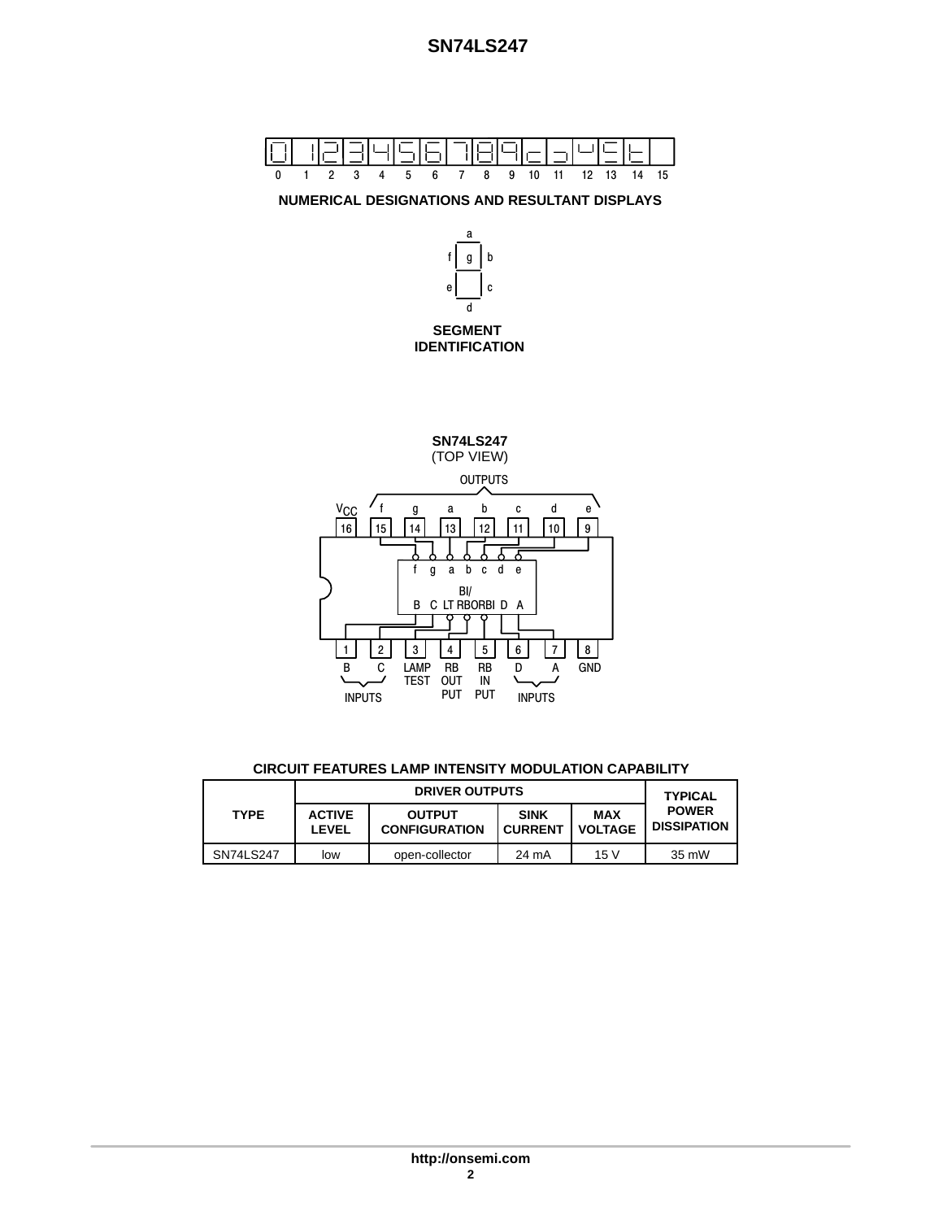0 1 2 3 4 5 6 7 8 9 10 11 12 13 14 15

**NUMERICAL DESIGNATIONS AND RESULTANT DISPLAYS**

**SEGMENT IDENTIFICATION**

**SN74LS247**
(TOP VIEW)

| Pin | Name |
|---|---|
| 1 | B (INPUT) |
| 2 | C (INPUT) |
| 3 | LAMP TEST |
| 4 | RB OUTPUT |
| 5 | RB INPUT |
| 6 | D (INPUT) |
| 7 | A (INPUT) |
| 8 | GND |
| 9 | e (OUTPUT) |
| 10 | d (OUTPUT) |
| 11 | c (OUTPUT) |
| 12 | b (OUTPUT) |
| 13 | a (OUTPUT) |
| 14 | g (OUTPUT) |
| 15 | f (OUTPUT) |
| 16 | $V_{CC}$ |

**CIRCUIT FEATURES LAMP INTENSITY MODULATION CAPABILITY**

| TYPE | DRIVER OUTPUTS | | | | TYPICAL POWER DISSIPATION |
|---|---|---|---|---|---|
| | ACTIVE LEVEL | OUTPUT CONFIGURATION | SINK CURRENT | MAX VOLTAGE | |
| SN74LS247 | low | open-collector | 24 mA | 15 V | 35 mW |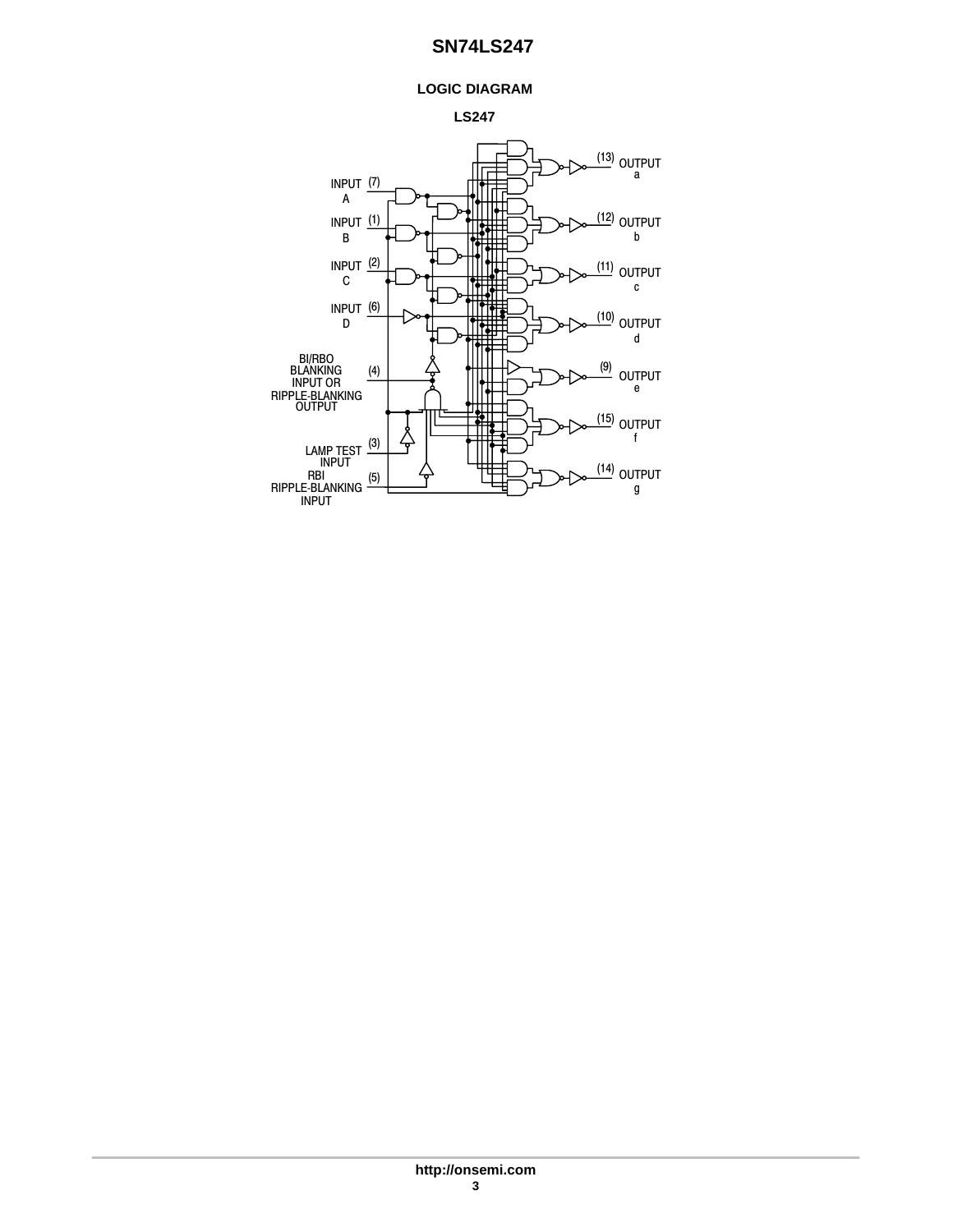## LOGIC DIAGRAM

### LS247

INPUT A (7)

INPUT B (1)

INPUT C (2)

INPUT D (6)

BI/RBO BLANKING INPUT OR RIPPLE-BLANKING OUTPUT (4)

LAMP TEST INPUT (3)

RBI RIPPLE-BLANKING INPUT (5)

(13) OUTPUT a

(12) OUTPUT b

(11) OUTPUT c

(10) OUTPUT d

(9) OUTPUT e

(15) OUTPUT f

(14) OUTPUT g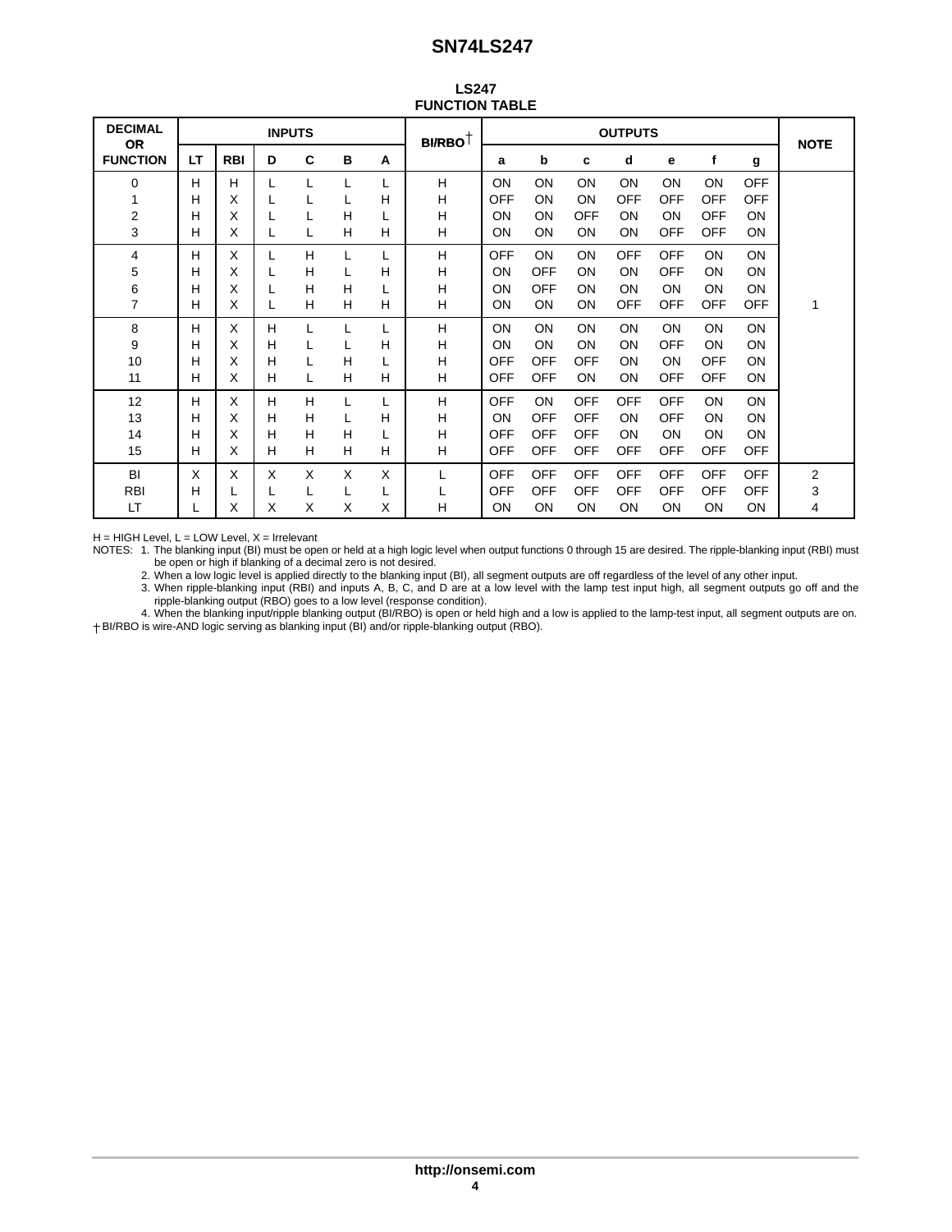## LS247 FUNCTION TABLE

| DECIMAL OR FUNCTION | INPUTS | | | | | | BI/RBO† | OUTPUTS | | | | | | | NOTE |
|---|---|---|---|---|---|---|---|---|---|---|---|---|---|---|---|
| | LT | RBI | D | C | B | A | | a | b | c | d | e | f | g | |
| 0 | H | H | L | L | L | L | H | ON | ON | ON | ON | ON | ON | OFF | 1 |
| 1 | H | X | L | L | L | H | H | OFF | ON | ON | OFF | OFF | OFF | OFF | 1 |
| 2 | H | X | L | L | H | L | H | ON | ON | OFF | ON | ON | OFF | ON | 1 |
| 3 | H | X | L | L | H | H | H | ON | ON | ON | ON | OFF | OFF | ON | 1 |
| 4 | H | X | L | H | L | L | H | OFF | ON | ON | OFF | OFF | ON | ON | 1 |
| 5 | H | X | L | H | L | H | H | ON | OFF | ON | ON | OFF | ON | ON | 1 |
| 6 | H | X | L | H | H | L | H | ON | OFF | ON | ON | ON | ON | ON | 1 |
| 7 | H | X | L | H | H | H | H | ON | ON | ON | OFF | OFF | OFF | OFF | 1 |
| 8 | H | X | H | L | L | L | H | ON | ON | ON | ON | ON | ON | ON | 1 |
| 9 | H | X | H | L | L | H | H | ON | ON | ON | ON | OFF | ON | ON | 1 |
| 10 | H | X | H | L | H | L | H | OFF | OFF | OFF | ON | ON | OFF | ON | 1 |
| 11 | H | X | H | L | H | H | H | OFF | OFF | ON | ON | OFF | OFF | ON | 1 |
| 12 | H | X | H | H | L | L | H | OFF | ON | OFF | OFF | OFF | ON | ON | 1 |
| 13 | H | X | H | H | L | H | H | ON | OFF | OFF | ON | OFF | ON | ON | 1 |
| 14 | H | X | H | H | H | L | H | OFF | OFF | OFF | ON | ON | ON | ON | 1 |
| 15 | H | X | H | H | H | H | H | OFF | OFF | OFF | OFF | OFF | OFF | OFF | 1 |
| BI | X | X | X | X | X | X | L | OFF | OFF | OFF | OFF | OFF | OFF | OFF | 2 |
| RBI | H | L | L | L | L | L | L | OFF | OFF | OFF | OFF | OFF | OFF | OFF | 3 |
| LT | L | X | X | X | X | X | H | ON | ON | ON | ON | ON | ON | ON | 4 |

H = HIGH Level, L = LOW Level, X = Irrelevant

NOTES:
1. The blanking input (BI) must be open or held at a high logic level when output functions 0 through 15 are desired. The ripple-blanking input (RBI) must be open or high if blanking of a decimal zero is not desired.
2. When a low logic level is applied directly to the blanking input (BI), all segment outputs are off regardless of the level of any other input.
3. When ripple-blanking input (RBI) and inputs A, B, C, and D are at a low level with the lamp test input high, all segment outputs go off and the ripple-blanking output (RBO) goes to a low level (response condition).
4. When the blanking input/ripple blanking output (BI/RBO) is open or held high and a low is applied to the lamp-test input, all segment outputs are on.

† BI/RBO is wire-AND logic serving as blanking input (BI) and/or ripple-blanking output (RBO).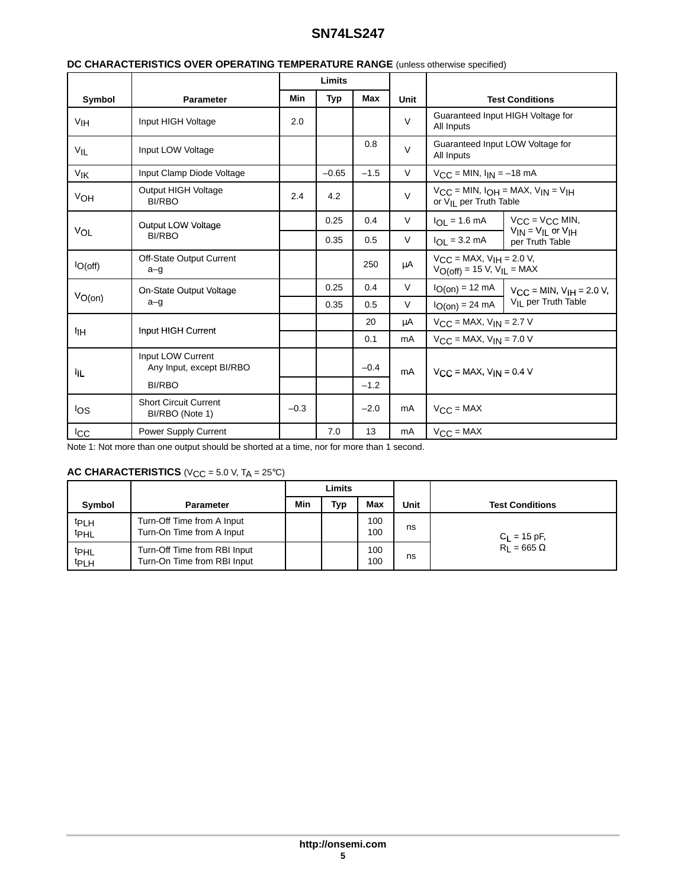### DC CHARACTERISTICS OVER OPERATING TEMPERATURE RANGE (unless otherwise specified)

| Symbol | Parameter | Limits | | | Unit | Test Conditions | |
|---|---|---|---|---|---|---|---|
| | | Min | Typ | Max | | | |
| $V_{IH}$ | Input HIGH Voltage | 2.0 | | | V | Guaranteed Input HIGH Voltage for All Inputs | |
| $V_{IL}$ | Input LOW Voltage | | | 0.8 | V | Guaranteed Input LOW Voltage for All Inputs | |
| $V_{IK}$ | Input Clamp Diode Voltage | | –0.65 | –1.5 | V | $V_{CC}$ = MIN, $I_{IN}$ = –18 mA | |
| $V_{OH}$ | Output HIGH Voltage BI/RBO | 2.4 | 4.2 | | V | $V_{CC}$ = MIN, $I_{OH}$ = MAX, $V_{IN}$ = $V_{IH}$ or $V_{IL}$ per Truth Table | |
| $V_{OL}$ | Output LOW Voltage BI/RBO | | 0.25 | 0.4 | V | $I_{OL}$ = 1.6 mA | $V_{CC}$ = $V_{CC}$ MIN, $V_{IN}$ = $V_{IL}$ or $V_{IH}$ per Truth Table |
| | | | 0.35 | 0.5 | V | $I_{OL}$ = 3.2 mA | |
| $I_{O(off)}$ | Off-State Output Current a–g | | | 250 | µA | $V_{CC}$ = MAX, $V_{IH}$ = 2.0 V, $V_{O(off)}$ = 15 V, $V_{IL}$ = MAX | |
| $V_{O(on)}$ | On-State Output Voltage a–g | | 0.25 | 0.4 | V | $I_{O(on)}$ = 12 mA | $V_{CC}$ = MIN, $V_{IH}$ = 2.0 V, $V_{IL}$ per Truth Table |
| | | | 0.35 | 0.5 | V | $I_{O(on)}$ = 24 mA | |
| $I_{IH}$ | Input HIGH Current | | | 20 | µA | $V_{CC}$ = MAX, $V_{IN}$ = 2.7 V | |
| | | | | 0.1 | mA | $V_{CC}$ = MAX, $V_{IN}$ = 7.0 V | |
| $I_{IL}$ | Input LOW Current Any Input, except BI/RBO | | | –0.4 | mA | $V_{CC}$ = MAX, $V_{IN}$ = 0.4 V | |
| | BI/RBO | | | –1.2 | | | |
| $I_{OS}$ | Short Circuit Current BI/RBO (Note 1) | –0.3 | | –2.0 | mA | $V_{CC}$ = MAX | |
| $I_{CC}$ | Power Supply Current | | 7.0 | 13 | mA | $V_{CC}$ = MAX | |

Note 1: Not more than one output should be shorted at a time, nor for more than 1 second.

### AC CHARACTERISTICS ($V_{CC}$ = 5.0 V, $T_A$ = 25°C)

| Symbol | Parameter | Limits | | | Unit | Test Conditions |
|---|---|---|---|---|---|---|
| | | Min | Typ | Max | | |
| $t_{PLH}$<br>$t_{PHL}$ | Turn-Off Time from A Input<br>Turn-On Time from A Input | | | 100<br>100 | ns | $C_L$ = 15 pF, $R_L$ = 665 Ω |
| $t_{PHL}$<br>$t_{PLH}$ | Turn-Off Time from RBI Input<br>Turn-On Time from RBI Input | | | 100<br>100 | ns | |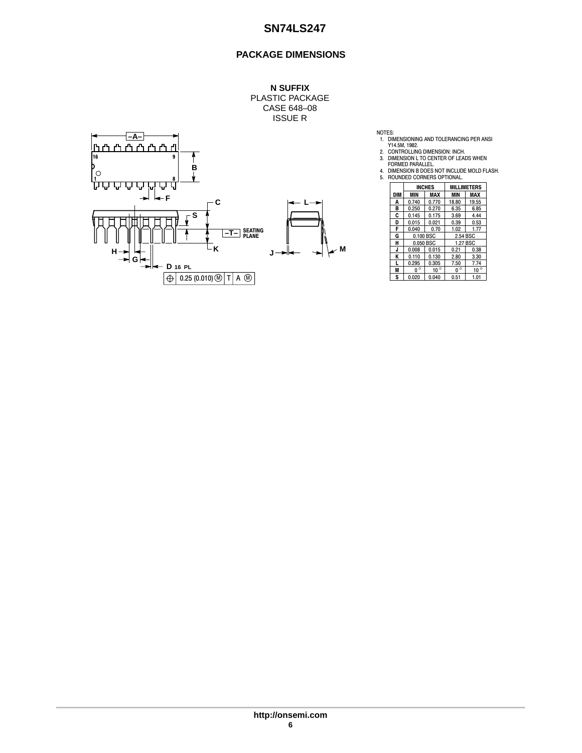## PACKAGE DIMENSIONS

**N SUFFIX**
PLASTIC PACKAGE
CASE 648–08
ISSUE R

NOTES:
1. DIMENSIONING AND TOLERANCING PER ANSI Y14.5M, 1982.
2. CONTROLLING DIMENSION: INCH.
3. DIMENSION L TO CENTER OF LEADS WHEN FORMED PARALLEL.
4. DIMENSION B DOES NOT INCLUDE MOLD FLASH.
5. ROUNDED CORNERS OPTIONAL.

| DIM | INCHES | | MILLIMETERS | |
|---|---|---|---|---|
| | MIN | MAX | MIN | MAX |
| A | 0.740 | 0.770 | 18.80 | 19.55 |
| B | 0.250 | 0.270 | 6.35 | 6.85 |
| C | 0.145 | 0.175 | 3.69 | 4.44 |
| D | 0.015 | 0.021 | 0.39 | 0.53 |
| F | 0.040 | 0.70 | 1.02 | 1.77 |
| G | 0.100 BSC | | 2.54 BSC | |
| H | 0.050 BSC | | 1.27 BSC | |
| J | 0.008 | 0.015 | 0.21 | 0.38 |
| K | 0.110 | 0.130 | 2.80 | 3.30 |
| L | 0.295 | 0.305 | 7.50 | 7.74 |
| M | 0° | 10° | 0° | 10° |
| S | 0.020 | 0.040 | 0.51 | 1.01 |

D 16 PL: ⊕ 0.25 (0.010) Ⓜ T A Ⓜ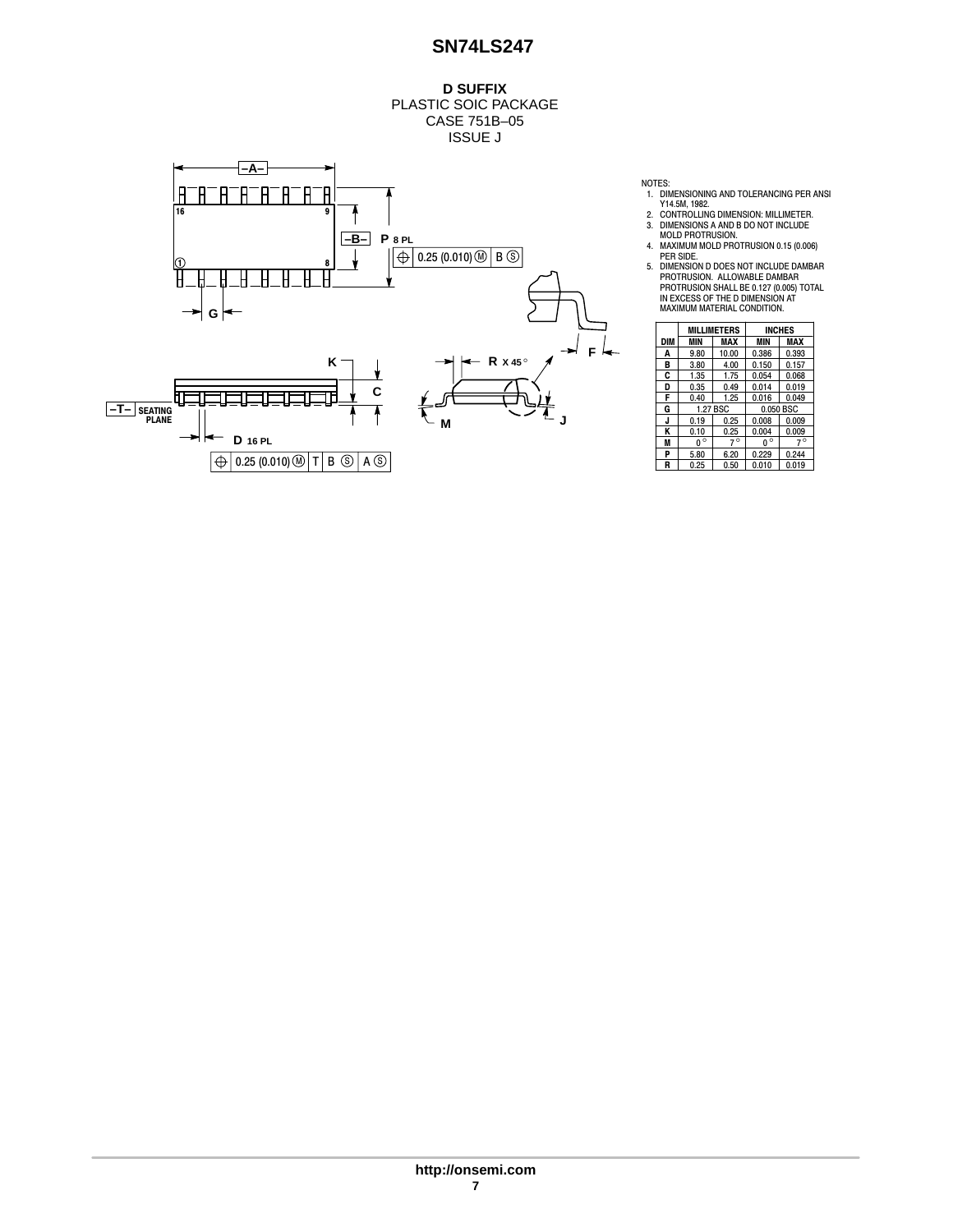**D SUFFIX**
PLASTIC SOIC PACKAGE
CASE 751B–05
ISSUE J

NOTES:
1. DIMENSIONING AND TOLERANCING PER ANSI Y14.5M, 1982.
2. CONTROLLING DIMENSION: MILLIMETER.
3. DIMENSIONS A AND B DO NOT INCLUDE MOLD PROTRUSION.
4. MAXIMUM MOLD PROTRUSION 0.15 (0.006) PER SIDE.
5. DIMENSION D DOES NOT INCLUDE DAMBAR PROTRUSION. ALLOWABLE DAMBAR PROTRUSION SHALL BE 0.127 (0.005) TOTAL IN EXCESS OF THE D DIMENSION AT MAXIMUM MATERIAL CONDITION.

| DIM | MILLIMETERS | | INCHES | |
|---|---|---|---|---|
| | MIN | MAX | MIN | MAX |
| A | 9.80 | 10.00 | 0.386 | 0.393 |
| B | 3.80 | 4.00 | 0.150 | 0.157 |
| C | 1.35 | 1.75 | 0.054 | 0.068 |
| D | 0.35 | 0.49 | 0.014 | 0.019 |
| F | 0.40 | 1.25 | 0.016 | 0.049 |
| G | 1.27 BSC | | 0.050 BSC | |
| J | 0.19 | 0.25 | 0.008 | 0.009 |
| K | 0.10 | 0.25 | 0.004 | 0.009 |
| M | 0° | 7° | 0° | 7° |
| P | 5.80 | 6.20 | 0.229 | 0.244 |
| R | 0.25 | 0.50 | 0.010 | 0.019 |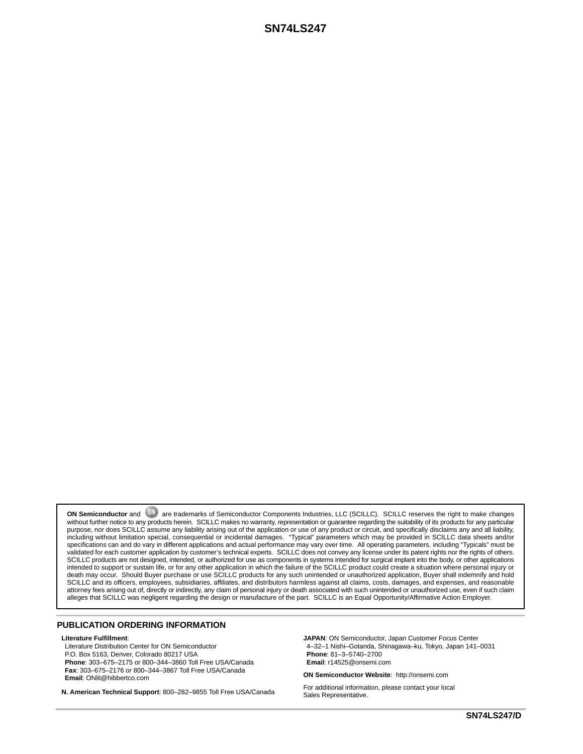**ON Semiconductor** and ON are trademarks of Semiconductor Components Industries, LLC (SCILLC). SCILLC reserves the right to make changes without further notice to any products herein. SCILLC makes no warranty, representation or guarantee regarding the suitability of its products for any particular purpose, nor does SCILLC assume any liability arising out of the application or use of any product or circuit, and specifically disclaims any and all liability, including without limitation special, consequential or incidental damages. "Typical" parameters which may be provided in SCILLC data sheets and/or specifications can and do vary in different applications and actual performance may vary over time. All operating parameters, including "Typicals" must be validated for each customer application by customer's technical experts. SCILLC does not convey any license under its patent rights nor the rights of others. SCILLC products are not designed, intended, or authorized for use as components in systems intended for surgical implant into the body, or other applications intended to support or sustain life, or for any other application in which the failure of the SCILLC product could create a situation where personal injury or death may occur. Should Buyer purchase or use SCILLC products for any such unintended or unauthorized application, Buyer shall indemnify and hold SCILLC and its officers, employees, subsidiaries, affiliates, and distributors harmless against all claims, costs, damages, and expenses, and reasonable attorney fees arising out of, directly or indirectly, any claim of personal injury or death associated with such unintended or unauthorized use, even if such claim alleges that SCILLC was negligent regarding the design or manufacture of the part. SCILLC is an Equal Opportunity/Affirmative Action Employer.

## PUBLICATION ORDERING INFORMATION

**Literature Fulfillment**:
Literature Distribution Center for ON Semiconductor
P.O. Box 5163, Denver, Colorado 80217 USA
**Phone**: 303–675–2175 or 800–344–3860 Toll Free USA/Canada
**Fax**: 303–675–2176 or 800–344–3867 Toll Free USA/Canada
**Email**: ONlit@hibbertco.com

**N. American Technical Support**: 800–282–9855 Toll Free USA/Canada

**JAPAN**: ON Semiconductor, Japan Customer Focus Center
4–32–1 Nishi–Gotanda, Shinagawa–ku, Tokyo, Japan 141–0031
**Phone**: 81–3–5740–2700
**Email**: r14525@onsemi.com

**ON Semiconductor Website**: http://onsemi.com

For additional information, please contact your local Sales Representative.

**SN74LS247/D**